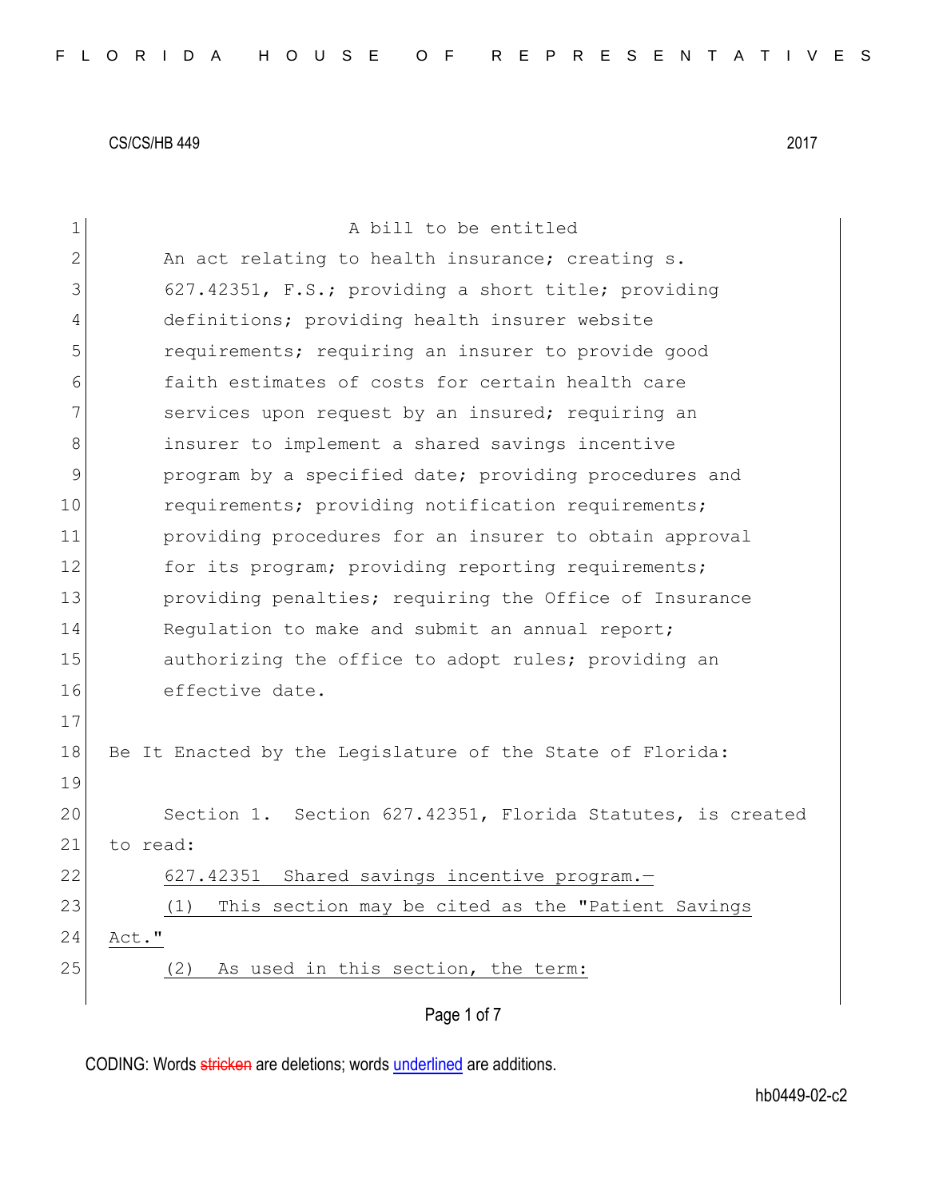CS/CS/HB 449 2017

A bill to be entitled

An act relating to health insurance; creating s. 627.42351, F.S.; providing a short title; providing definitions; providing health insurer website requirements; requiring an insurer to provide good faith estimates of costs for certain health care services upon request by an insured; requiring an insurer to implement a shared savings incentive program by a specified date; providing procedures and requirements; providing notification requirements; providing procedures for an insurer to obtain approval for its program; providing reporting requirements; providing penalties; requiring the Office of Insurance Regulation to make and submit an annual report; authorizing the office to adopt rules; providing an effective date.

Be It Enacted by the Legislature of the State of Florida:

Section 1. Section 627.42351, Florida Statutes, is created to read:

627.42351 Shared savings incentive program.—

(1) This section may be cited as the "Patient Savings Act."

(2) As used in this section, the term: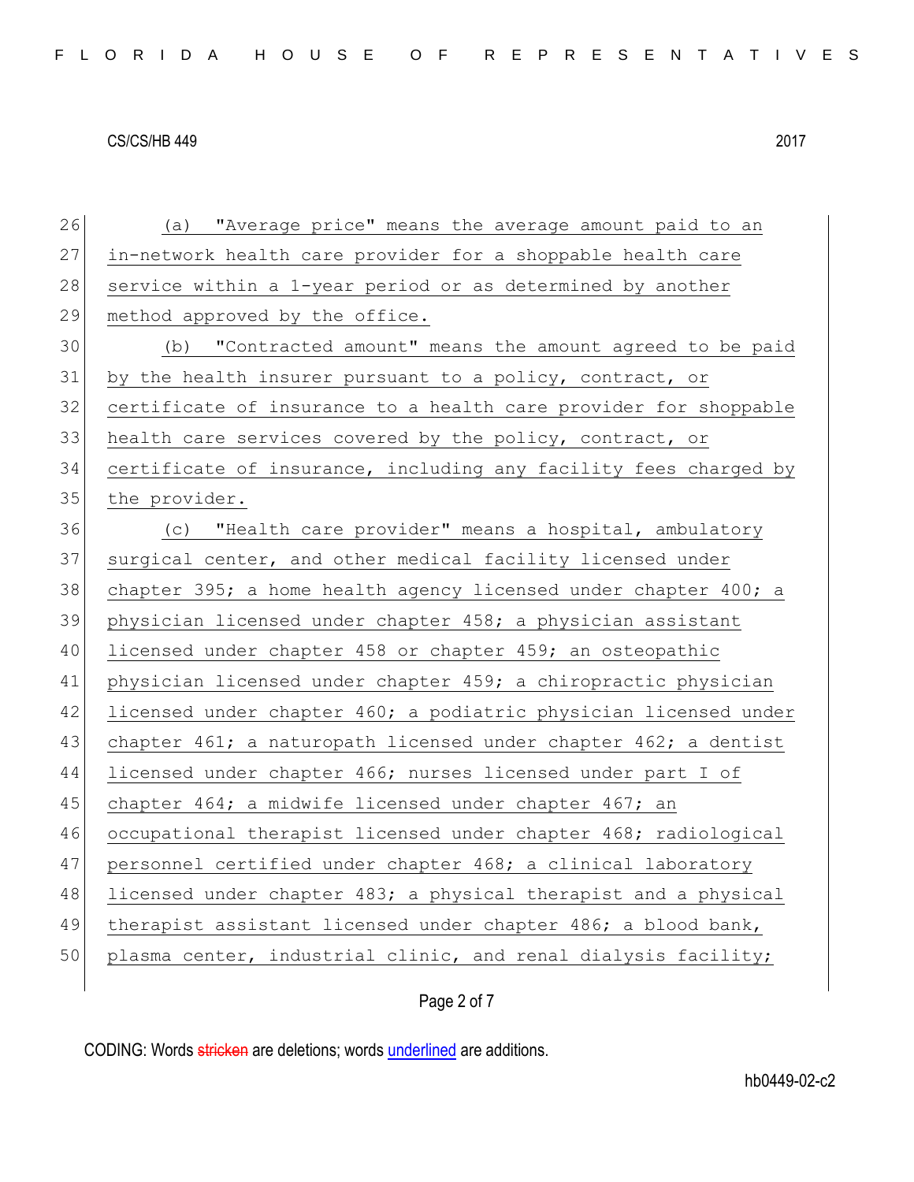(a) "Average price" means the average amount paid to an in-network health care provider for a shoppable health care service within a 1-year period or as determined by another method approved by the office.

(b) "Contracted amount" means the amount agreed to be paid by the health insurer pursuant to a policy, contract, or certificate of insurance to a health care provider for shoppable health care services covered by the policy, contract, or certificate of insurance, including any facility fees charged by the provider.

(c) "Health care provider" means a hospital, ambulatory surgical center, and other medical facility licensed under chapter 395; a home health agency licensed under chapter 400; a physician licensed under chapter 458; a physician assistant licensed under chapter 458 or chapter 459; an osteopathic physician licensed under chapter 459; a chiropractic physician licensed under chapter 460; a podiatric physician licensed under chapter 461; a naturopath licensed under chapter 462; a dentist licensed under chapter 466; nurses licensed under part I of chapter 464; a midwife licensed under chapter 467; an occupational therapist licensed under chapter 468; radiological personnel certified under chapter 468; a clinical laboratory licensed under chapter 483; a physical therapist and a physical therapist assistant licensed under chapter 486; a blood bank, plasma center, industrial clinic, and renal dialysis facility;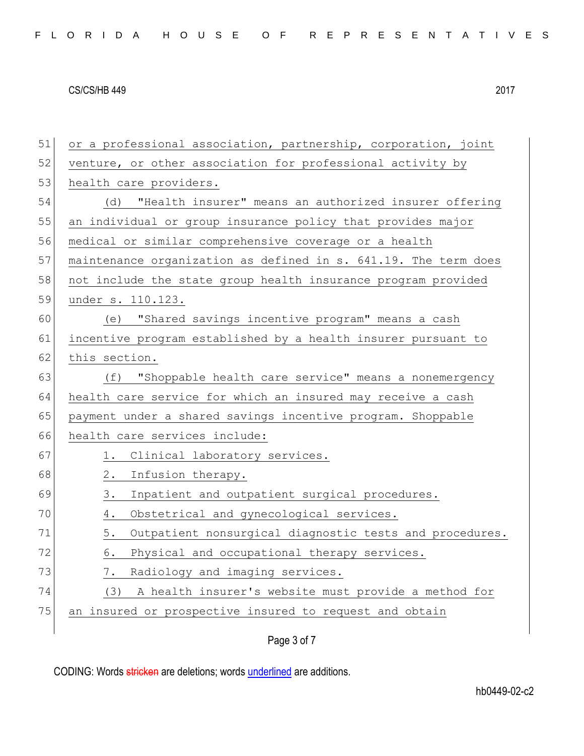or a professional association, partnership, corporation, joint venture, or other association for professional activity by health care providers.

(d) "Health insurer" means an authorized insurer offering an individual or group insurance policy that provides major medical or similar comprehensive coverage or a health maintenance organization as defined in s. 641.19. The term does not include the state group health insurance program provided under s. 110.123.

(e) "Shared savings incentive program" means a cash incentive program established by a health insurer pursuant to this section.

(f) "Shoppable health care service" means a nonemergency health care service for which an insured may receive a cash payment under a shared savings incentive program. Shoppable health care services include:

1. Clinical laboratory services.
2. Infusion therapy.
3. Inpatient and outpatient surgical procedures.
4. Obstetrical and gynecological services.
5. Outpatient nonsurgical diagnostic tests and procedures.
6. Physical and occupational therapy services.
7. Radiology and imaging services.

(3) A health insurer's website must provide a method for an insured or prospective insured to request and obtain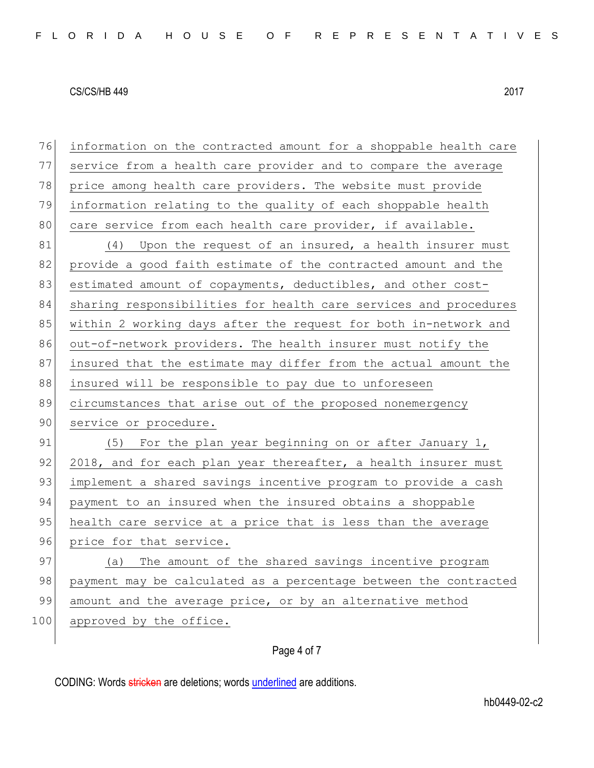information on the contracted amount for a shoppable health care service from a health care provider and to compare the average price among health care providers. The website must provide information relating to the quality of each shoppable health care service from each health care provider, if available.

(4) Upon the request of an insured, a health insurer must provide a good faith estimate of the contracted amount and the estimated amount of copayments, deductibles, and other cost-sharing responsibilities for health care services and procedures within 2 working days after the request for both in-network and out-of-network providers. The health insurer must notify the insured that the estimate may differ from the actual amount the insured will be responsible to pay due to unforeseen circumstances that arise out of the proposed nonemergency service or procedure.

(5) For the plan year beginning on or after January 1, 2018, and for each plan year thereafter, a health insurer must implement a shared savings incentive program to provide a cash payment to an insured when the insured obtains a shoppable health care service at a price that is less than the average price for that service.

(a) The amount of the shared savings incentive program payment may be calculated as a percentage between the contracted amount and the average price, or by an alternative method approved by the office.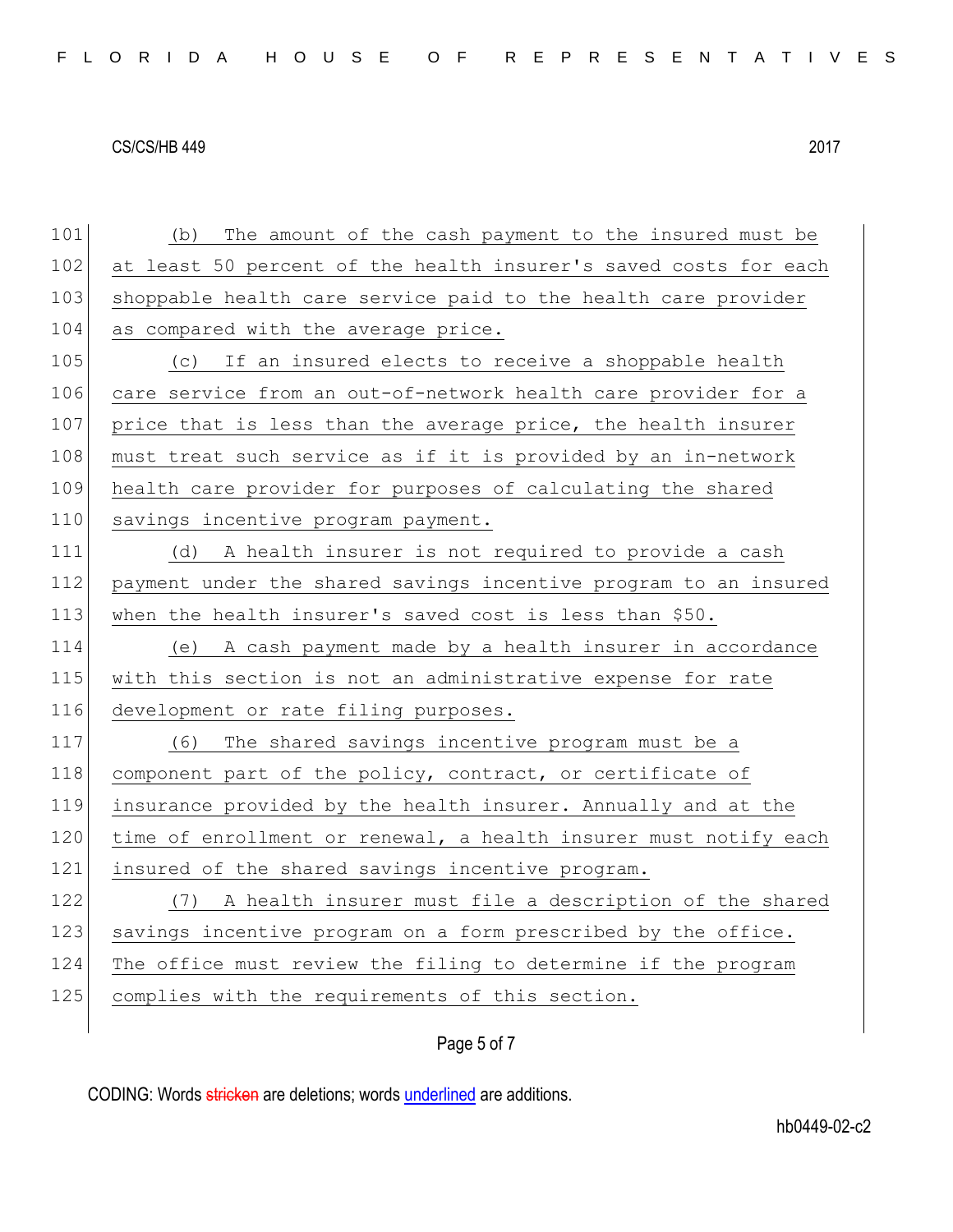(b) The amount of the cash payment to the insured must be at least 50 percent of the health insurer's saved costs for each shoppable health care service paid to the health care provider as compared with the average price.

(c) If an insured elects to receive a shoppable health care service from an out-of-network health care provider for a price that is less than the average price, the health insurer must treat such service as if it is provided by an in-network health care provider for purposes of calculating the shared savings incentive program payment.

(d) A health insurer is not required to provide a cash payment under the shared savings incentive program to an insured when the health insurer's saved cost is less than $50.

(e) A cash payment made by a health insurer in accordance with this section is not an administrative expense for rate development or rate filing purposes.

(6) The shared savings incentive program must be a component part of the policy, contract, or certificate of insurance provided by the health insurer. Annually and at the time of enrollment or renewal, a health insurer must notify each insured of the shared savings incentive program.

(7) A health insurer must file a description of the shared savings incentive program on a form prescribed by the office. The office must review the filing to determine if the program complies with the requirements of this section.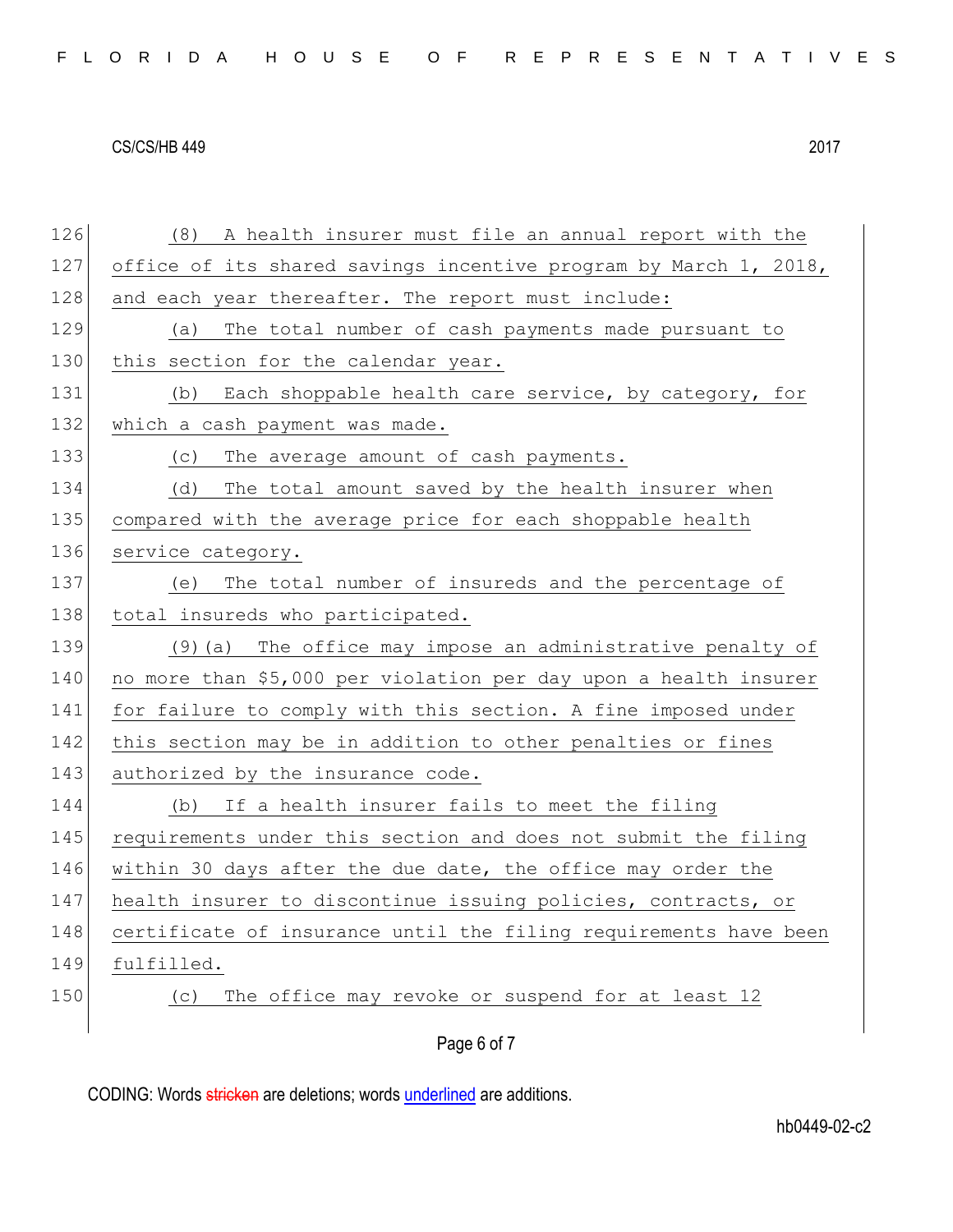(8) A health insurer must file an annual report with the office of its shared savings incentive program by March 1, 2018, and each year thereafter. The report must include:

(a) The total number of cash payments made pursuant to this section for the calendar year.

(b) Each shoppable health care service, by category, for which a cash payment was made.

(c) The average amount of cash payments.

(d) The total amount saved by the health insurer when compared with the average price for each shoppable health service category.

(e) The total number of insureds and the percentage of total insureds who participated.

(9)(a) The office may impose an administrative penalty of no more than $5,000 per violation per day upon a health insurer for failure to comply with this section. A fine imposed under this section may be in addition to other penalties or fines authorized by the insurance code.

(b) If a health insurer fails to meet the filing requirements under this section and does not submit the filing within 30 days after the due date, the office may order the health insurer to discontinue issuing policies, contracts, or certificate of insurance until the filing requirements have been fulfilled.

(c) The office may revoke or suspend for at least 12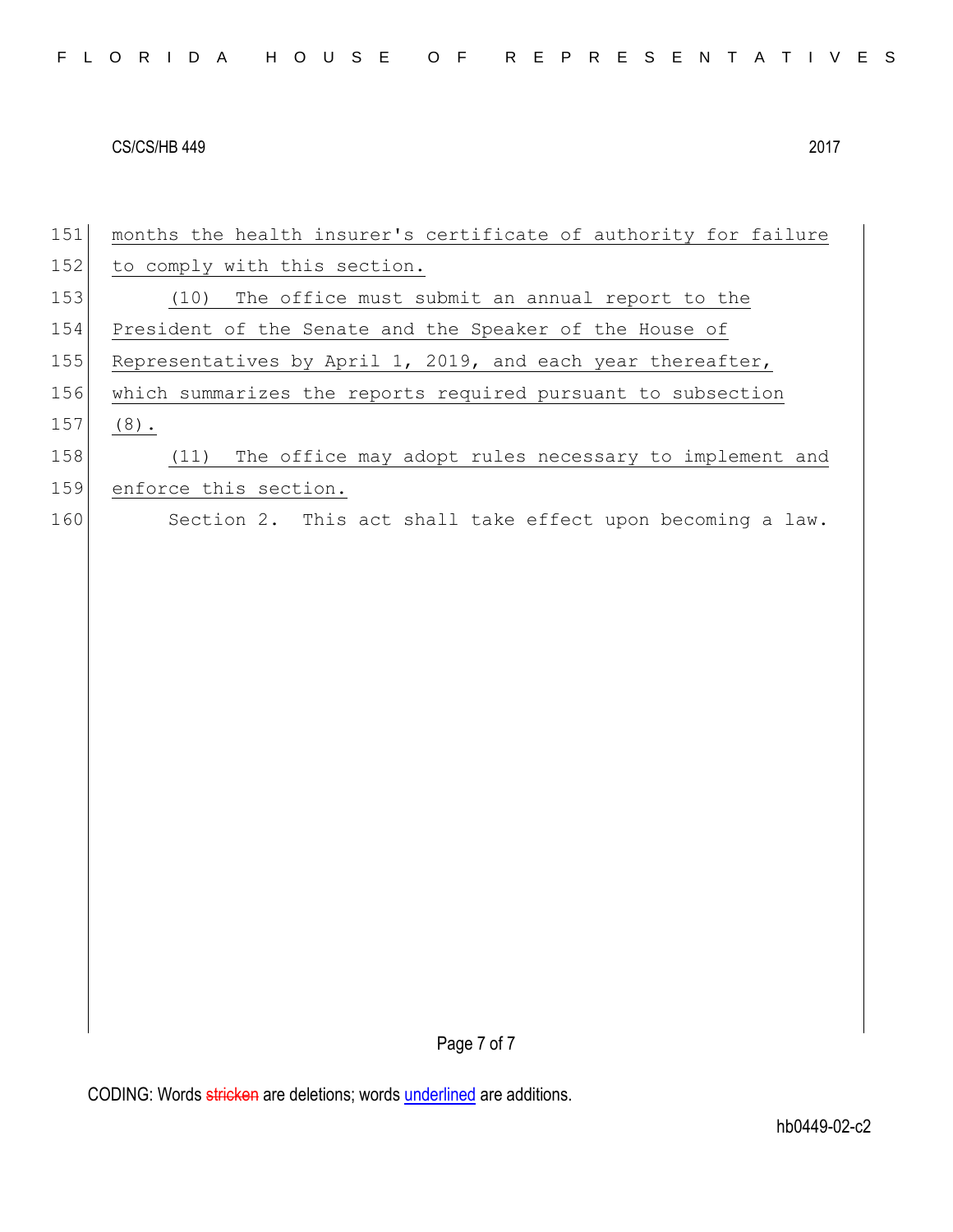months the health insurer's certificate of authority for failure to comply with this section.

(10) The office must submit an annual report to the President of the Senate and the Speaker of the House of Representatives by April 1, 2019, and each year thereafter, which summarizes the reports required pursuant to subsection (8).

(11) The office may adopt rules necessary to implement and enforce this section.

Section 2. This act shall take effect upon becoming a law.